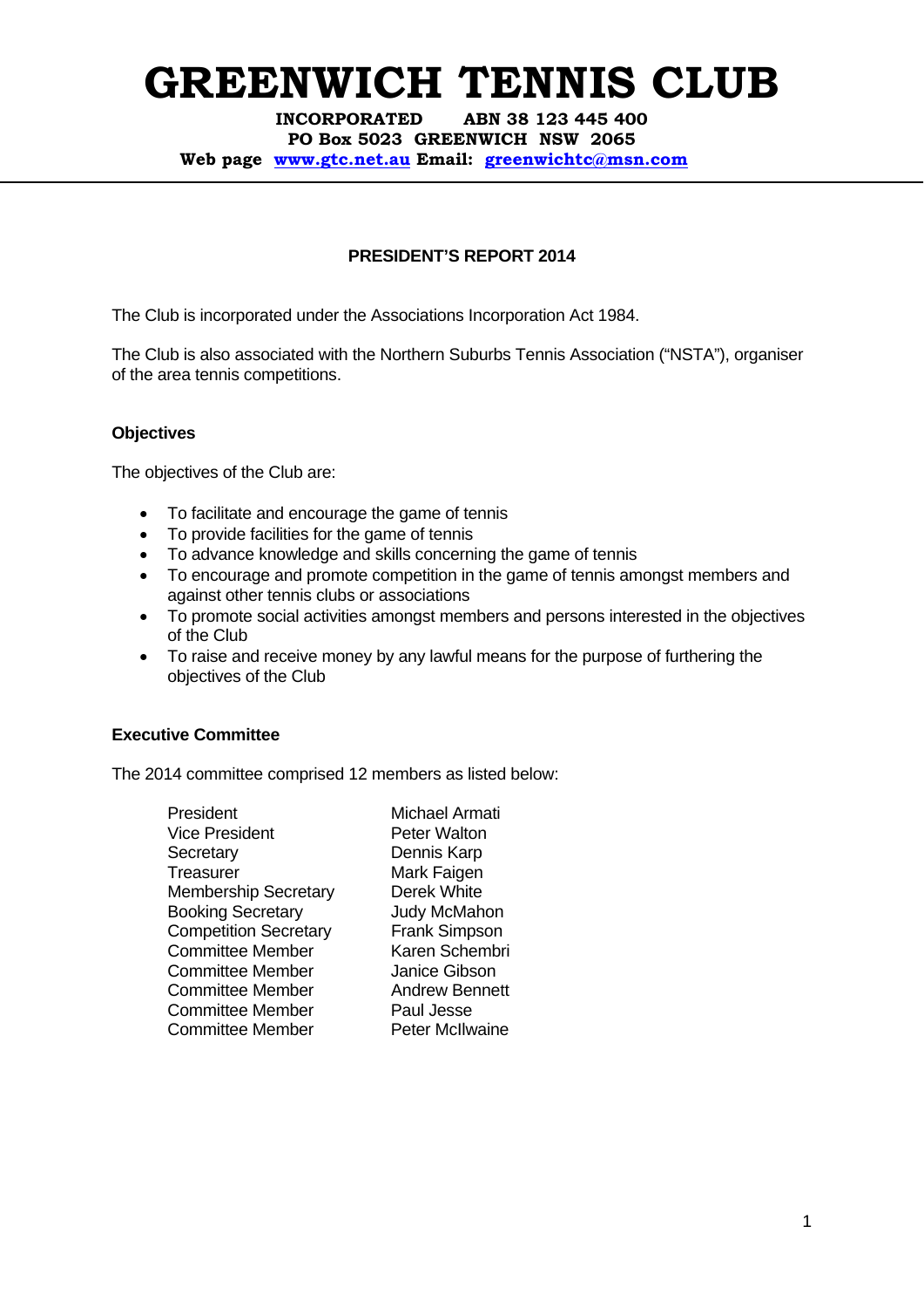# GREENWICH TENNIS CLUB

**INCORPORATED ABN 38 123 445 400**
**PO Box 5023 GREENWICH NSW 2065**
**Web page [www.gtc.net.au](http://www.gtc.net.au) Email: [greenwichtc@msn.com](mailto:greenwichtc@msn.com)**

---

## PRESIDENT'S REPORT 2014

The Club is incorporated under the Associations Incorporation Act 1984.

The Club is also associated with the Northern Suburbs Tennis Association ("NSTA"), organiser of the area tennis competitions.

### Objectives

The objectives of the Club are:

- To facilitate and encourage the game of tennis
- To provide facilities for the game of tennis
- To advance knowledge and skills concerning the game of tennis
- To encourage and promote competition in the game of tennis amongst members and against other tennis clubs or associations
- To promote social activities amongst members and persons interested in the objectives of the Club
- To raise and receive money by any lawful means for the purpose of furthering the objectives of the Club

### Executive Committee

The 2014 committee comprised 12 members as listed below:

| Position | Name |
|---|---|
| President | Michael Armati |
| Vice President | Peter Walton |
| Secretary | Dennis Karp |
| Treasurer | Mark Faigen |
| Membership Secretary | Derek White |
| Booking Secretary | Judy McMahon |
| Competition Secretary | Frank Simpson |
| Committee Member | Karen Schembri |
| Committee Member | Janice Gibson |
| Committee Member | Andrew Bennett |
| Committee Member | Paul Jesse |
| Committee Member | Peter McIlwaine |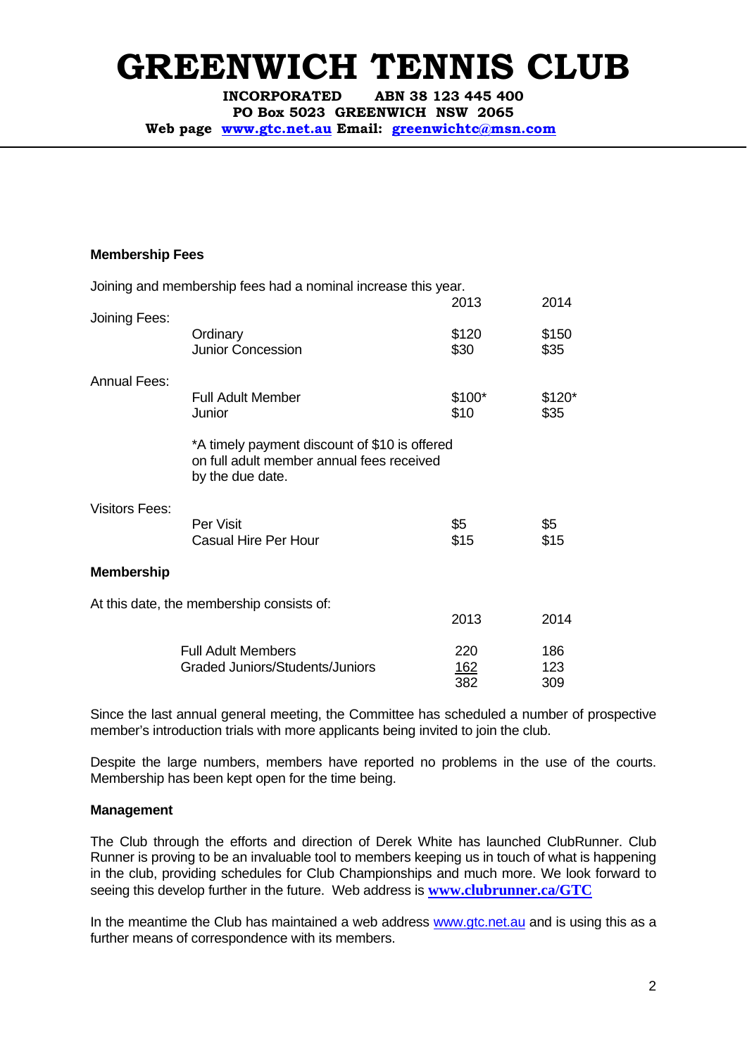# GREENWICH TENNIS CLUB

**INCORPORATED ABN 38 123 445 400**
**PO Box 5023 GREENWICH NSW 2065**
**Web page [www.gtc.net.au](http://www.gtc.net.au) Email: [greenwichtc@msn.com](mailto:greenwichtc@msn.com)**

**Membership Fees**

Joining and membership fees had a nominal increase this year.

| | | 2013 | 2014 |
|---|---|---|---|
| Joining Fees: | | | |
| | Ordinary | $120 | $150 |
| | Junior Concession | $30 | $35 |
| Annual Fees: | | | |
| | Full Adult Member | $100* | $120* |
| | Junior | $10 | $35 |
| | *A timely payment discount of $10 is offered on full adult member annual fees received by the due date. | | |
| Visitors Fees: | | | |
| | Per Visit | $5 | $5 |
| | Casual Hire Per Hour | $15 | $15 |

**Membership**

At this date, the membership consists of:

| | 2013 | 2014 |
|---|---|---|
| Full Adult Members | 220 | 186 |
| Graded Juniors/Students/Juniors | 162 | 123 |
| | 382 | 309 |

Since the last annual general meeting, the Committee has scheduled a number of prospective member's introduction trials with more applicants being invited to join the club.

Despite the large numbers, members have reported no problems in the use of the courts. Membership has been kept open for the time being.

**Management**

The Club through the efforts and direction of Derek White has launched ClubRunner. Club Runner is proving to be an invaluable tool to members keeping us in touch of what is happening in the club, providing schedules for Club Championships and much more. We look forward to seeing this develop further in the future. Web address is **[www.clubrunner.ca/GTC](http://www.clubrunner.ca/GTC)**

In the meantime the Club has maintained a web address [www.gtc.net.au](http://www.gtc.net.au) and is using this as a further means of correspondence with its members.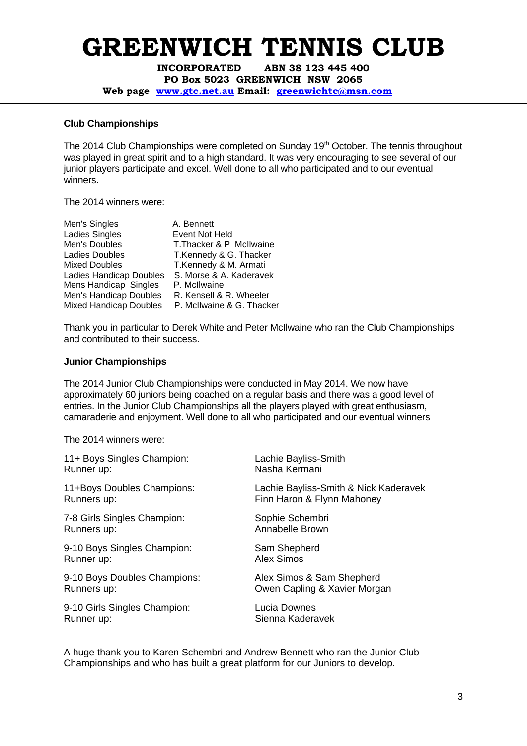# GREENWICH TENNIS CLUB

**INCORPORATED ABN 38 123 445 400**
**PO Box 5023 GREENWICH NSW 2065**
**Web page [www.gtc.net.au](http://www.gtc.net.au) Email: [greenwichtc@msn.com](mailto:greenwichtc@msn.com)**

---

**Club Championships**

The 2014 Club Championships were completed on Sunday 19th October. The tennis throughout was played in great spirit and to a high standard. It was very encouraging to see several of our junior players participate and excel. Well done to all who participated and to our eventual winners.

The 2014 winners were:

| | |
|---|---|
| Men's Singles | A. Bennett |
| Ladies Singles | Event Not Held |
| Men's Doubles | T.Thacker & P McIlwaine |
| Ladies Doubles | T.Kennedy & G. Thacker |
| Mixed Doubles | T.Kennedy & M. Armati |
| Ladies Handicap Doubles | S. Morse & A. Kaderavek |
| Mens Handicap Singles | P. McIlwaine |
| Men's Handicap Doubles | R. Kensell & R. Wheeler |
| Mixed Handicap Doubles | P. McIlwaine & G. Thacker |

Thank you in particular to Derek White and Peter McIlwaine who ran the Club Championships and contributed to their success.

**Junior Championships**

The 2014 Junior Club Championships were conducted in May 2014. We now have approximately 60 juniors being coached on a regular basis and there was a good level of entries. In the Junior Club Championships all the players played with great enthusiasm, camaraderie and enjoyment. Well done to all who participated and our eventual winners

The 2014 winners were:

| | |
|---|---|
| 11+ Boys Singles Champion: | Lachie Bayliss-Smith |
| Runner up: | Nasha Kermani |
| 11+Boys Doubles Champions: | Lachie Bayliss-Smith & Nick Kaderavek |
| Runners up: | Finn Haron & Flynn Mahoney |
| 7-8 Girls Singles Champion: | Sophie Schembri |
| Runners up: | Annabelle Brown |
| 9-10 Boys Singles Champion: | Sam Shepherd |
| Runner up: | Alex Simos |
| 9-10 Boys Doubles Champions: | Alex Simos & Sam Shepherd |
| Runners up: | Owen Capling & Xavier Morgan |
| 9-10 Girls Singles Champion: | Lucia Downes |
| Runner up: | Sienna Kaderavek |

A huge thank you to Karen Schembri and Andrew Bennett who ran the Junior Club Championships and who has built a great platform for our Juniors to develop.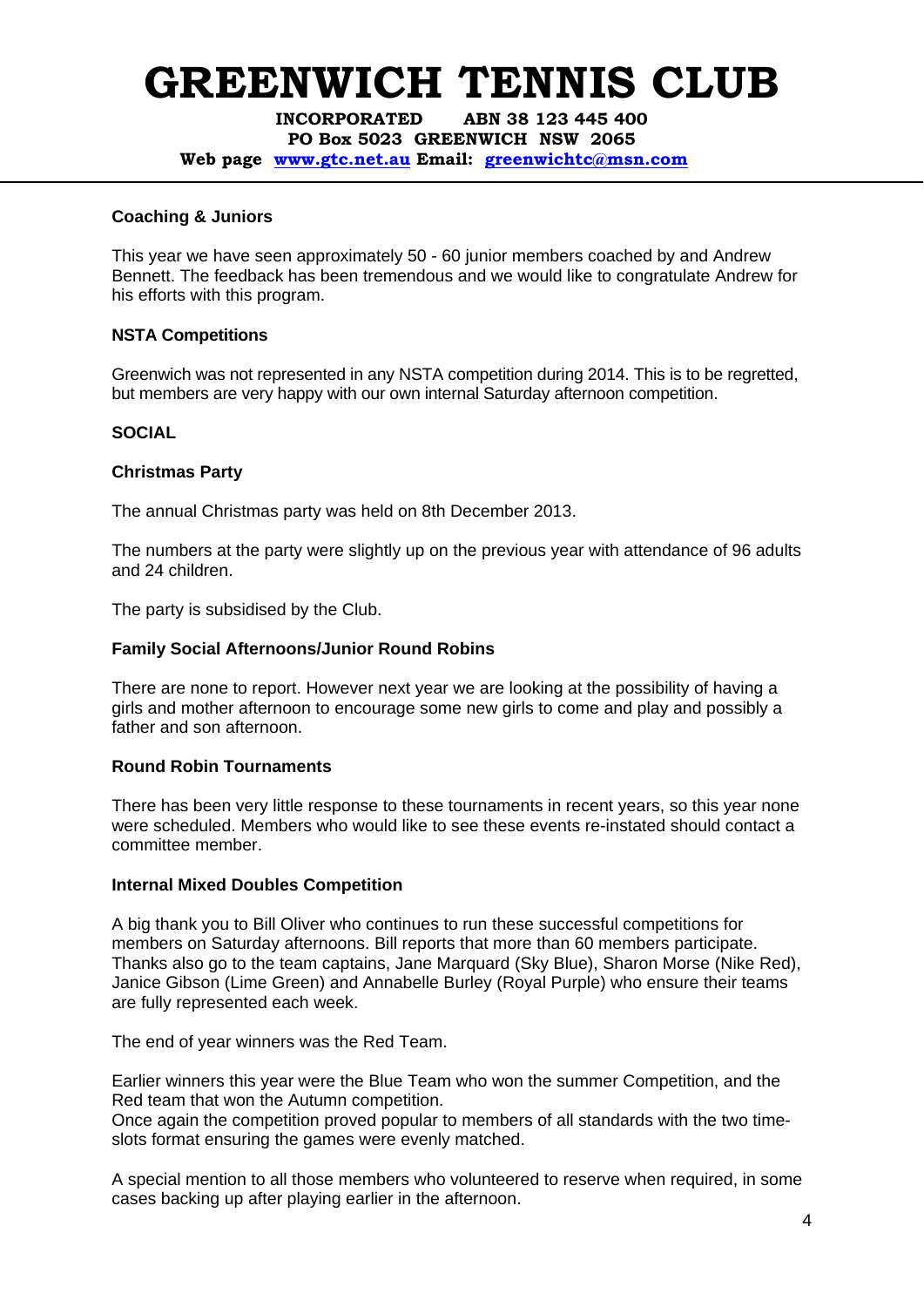# GREENWICH TENNIS CLUB

**INCORPORATED ABN 38 123 445 400**
**PO Box 5023 GREENWICH NSW 2065**
**Web page [www.gtc.net.au](http://www.gtc.net.au) Email: [greenwichtc@msn.com](mailto:greenwichtc@msn.com)**

---

**Coaching & Juniors**

This year we have seen approximately 50 - 60 junior members coached by and Andrew Bennett. The feedback has been tremendous and we would like to congratulate Andrew for his efforts with this program.

**NSTA Competitions**

Greenwich was not represented in any NSTA competition during 2014. This is to be regretted, but members are very happy with our own internal Saturday afternoon competition.

**SOCIAL**

**Christmas Party**

The annual Christmas party was held on 8th December 2013.

The numbers at the party were slightly up on the previous year with attendance of 96 adults and 24 children.

The party is subsidised by the Club.

**Family Social Afternoons/Junior Round Robins**

There are none to report. However next year we are looking at the possibility of having a girls and mother afternoon to encourage some new girls to come and play and possibly a father and son afternoon.

**Round Robin Tournaments**

There has been very little response to these tournaments in recent years, so this year none were scheduled. Members who would like to see these events re-instated should contact a committee member.

**Internal Mixed Doubles Competition**

A big thank you to Bill Oliver who continues to run these successful competitions for members on Saturday afternoons. Bill reports that more than 60 members participate. Thanks also go to the team captains, Jane Marquard (Sky Blue), Sharon Morse (Nike Red), Janice Gibson (Lime Green) and Annabelle Burley (Royal Purple) who ensure their teams are fully represented each week.

The end of year winners was the Red Team.

Earlier winners this year were the Blue Team who won the summer Competition, and the Red team that won the Autumn competition.
Once again the competition proved popular to members of all standards with the two time-slots format ensuring the games were evenly matched.

A special mention to all those members who volunteered to reserve when required, in some cases backing up after playing earlier in the afternoon.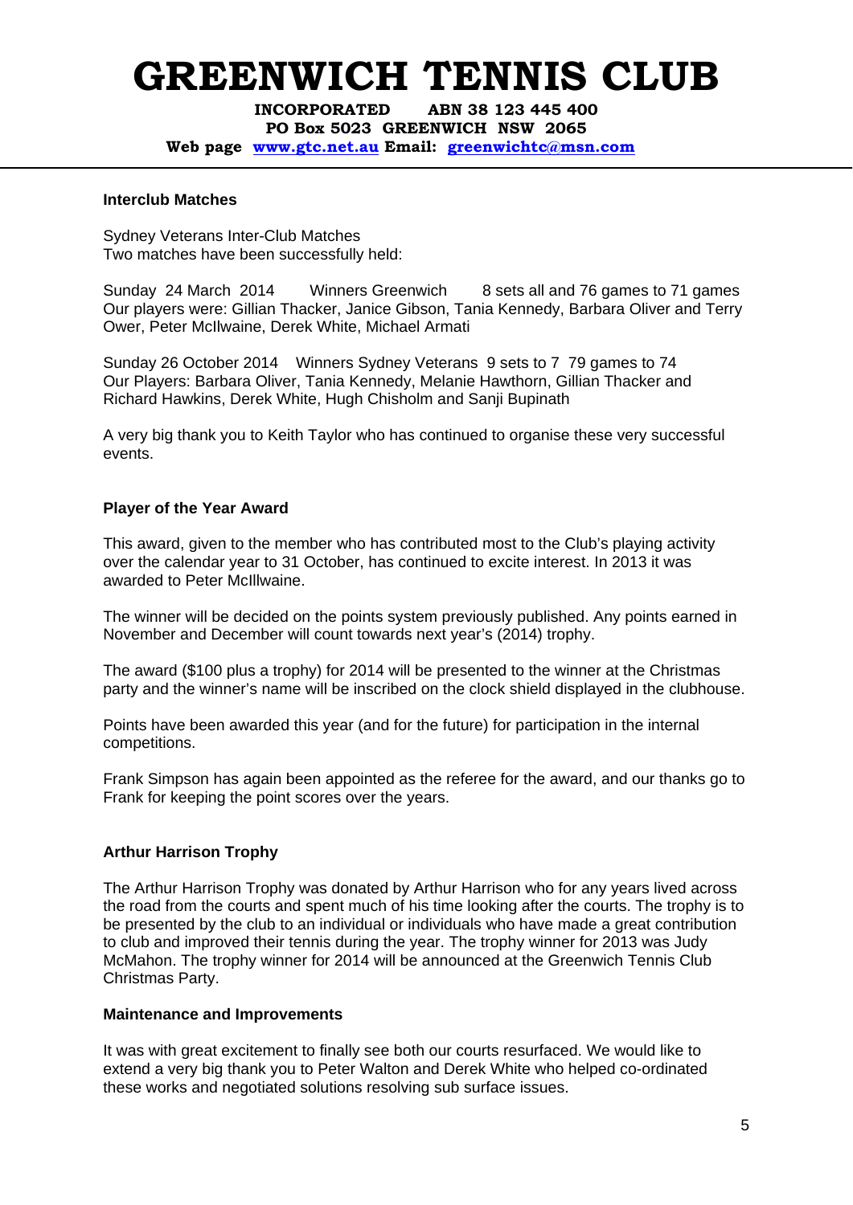# GREENWICH TENNIS CLUB

**INCORPORATED ABN 38 123 445 400**
**PO Box 5023 GREENWICH NSW 2065**
**Web page [www.gtc.net.au](http://www.gtc.net.au) Email: [greenwichtc@msn.com](mailto:greenwichtc@msn.com)**

---

**Interclub Matches**

Sydney Veterans Inter-Club Matches
Two matches have been successfully held:

Sunday 24 March 2014 Winners Greenwich 8 sets all and 76 games to 71 games
Our players were: Gillian Thacker, Janice Gibson, Tania Kennedy, Barbara Oliver and Terry Ower, Peter McIlwaine, Derek White, Michael Armati

Sunday 26 October 2014 Winners Sydney Veterans 9 sets to 7 79 games to 74
Our Players: Barbara Oliver, Tania Kennedy, Melanie Hawthorn, Gillian Thacker and Richard Hawkins, Derek White, Hugh Chisholm and Sanji Bupinath

A very big thank you to Keith Taylor who has continued to organise these very successful events.

**Player of the Year Award**

This award, given to the member who has contributed most to the Club's playing activity over the calendar year to 31 October, has continued to excite interest. In 2013 it was awarded to Peter McIllwaine.

The winner will be decided on the points system previously published. Any points earned in November and December will count towards next year's (2014) trophy.

The award ($100 plus a trophy) for 2014 will be presented to the winner at the Christmas party and the winner's name will be inscribed on the clock shield displayed in the clubhouse.

Points have been awarded this year (and for the future) for participation in the internal competitions.

Frank Simpson has again been appointed as the referee for the award, and our thanks go to Frank for keeping the point scores over the years.

**Arthur Harrison Trophy**

The Arthur Harrison Trophy was donated by Arthur Harrison who for any years lived across the road from the courts and spent much of his time looking after the courts. The trophy is to be presented by the club to an individual or individuals who have made a great contribution to club and improved their tennis during the year. The trophy winner for 2013 was Judy McMahon. The trophy winner for 2014 will be announced at the Greenwich Tennis Club Christmas Party.

**Maintenance and Improvements**

It was with great excitement to finally see both our courts resurfaced. We would like to extend a very big thank you to Peter Walton and Derek White who helped co-ordinated these works and negotiated solutions resolving sub surface issues.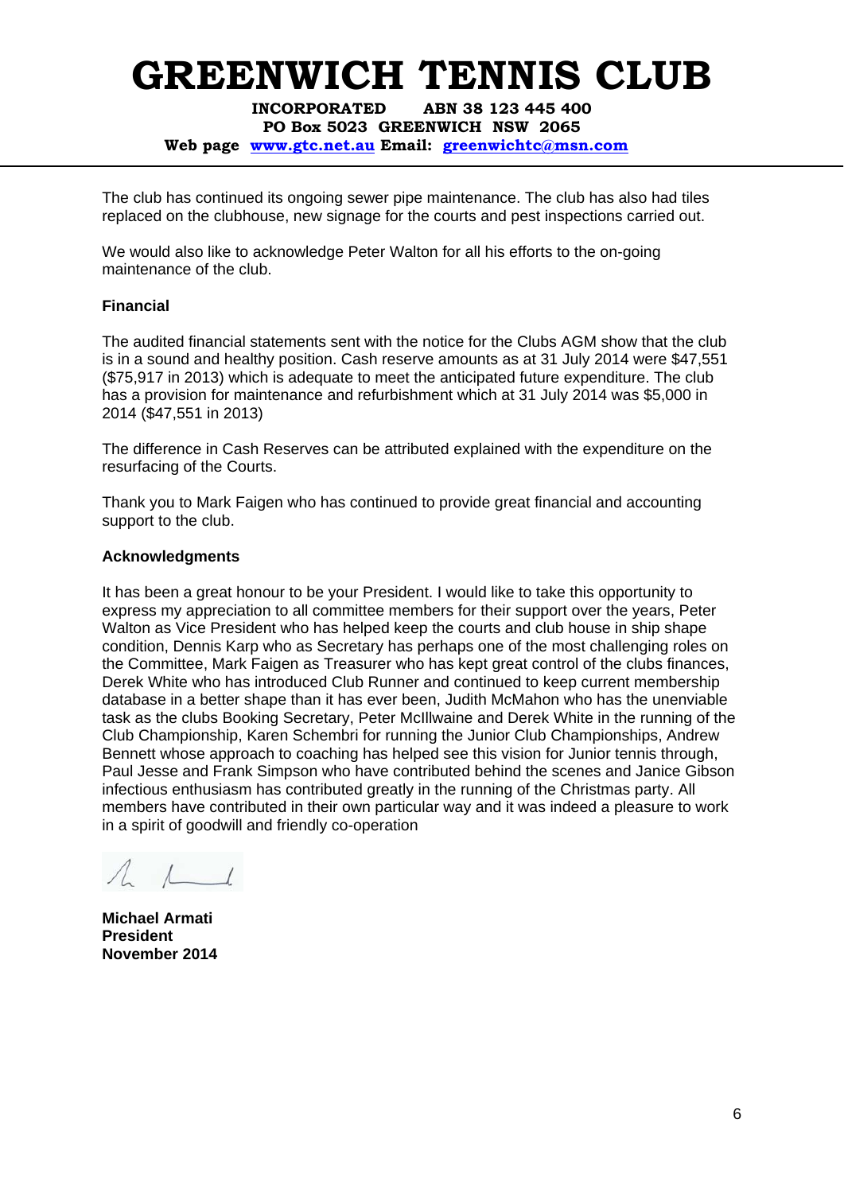The club has continued its ongoing sewer pipe maintenance. The club has also had tiles replaced on the clubhouse, new signage for the courts and pest inspections carried out.

We would also like to acknowledge Peter Walton for all his efforts to the on-going maintenance of the club.

**Financial**

The audited financial statements sent with the notice for the Clubs AGM show that the club is in a sound and healthy position. Cash reserve amounts as at 31 July 2014 were $47,551 ($75,917 in 2013) which is adequate to meet the anticipated future expenditure. The club has a provision for maintenance and refurbishment which at 31 July 2014 was $5,000 in 2014 ($47,551 in 2013)

The difference in Cash Reserves can be attributed explained with the expenditure on the resurfacing of the Courts.

Thank you to Mark Faigen who has continued to provide great financial and accounting support to the club.

**Acknowledgments**

It has been a great honour to be your President. I would like to take this opportunity to express my appreciation to all committee members for their support over the years, Peter Walton as Vice President who has helped keep the courts and club house in ship shape condition, Dennis Karp who as Secretary has perhaps one of the most challenging roles on the Committee, Mark Faigen as Treasurer who has kept great control of the clubs finances, Derek White who has introduced Club Runner and continued to keep current membership database in a better shape than it has ever been, Judith McMahon who has the unenviable task as the clubs Booking Secretary, Peter McIllwaine and Derek White in the running of the Club Championship, Karen Schembri for running the Junior Club Championships, Andrew Bennett whose approach to coaching has helped see this vision for Junior tennis through, Paul Jesse and Frank Simpson who have contributed behind the scenes and Janice Gibson infectious enthusiasm has contributed greatly in the running of the Christmas party. All members have contributed in their own particular way and it was indeed a pleasure to work in a spirit of goodwill and friendly co-operation

**Michael Armati**
**President**
**November 2014**